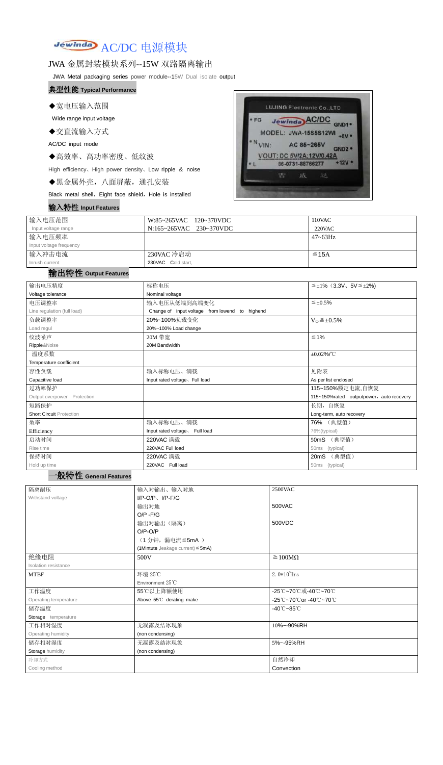# Jewinda AC/DC 电源模块

## JWA 金属封装模块系列--15W 双路隔离输出

JWA Metal packaging series power module--15W Dual isolate output

### 典型性能 Typical Performance

◆宽电压输入范围

Wide range input voltage

◆交直流输入方式

AC/DC input mode

◆高效率、高功率密度、低纹波

High efficiency、High power density、Low ripple ＆ noise

◆黑金属外壳，八面屏蔽，通孔安装

Black metal shell，Eight face shield，Hole is installed

### 输入特性 Input Features

| 输入电压范围<br>Input voltage range | W:85~265VAC 120~370VDC<br>N:165~265VAC 230~370VDC | 110VAC<br>220VAC |
|---|---|---|
| 输入电压频率<br>Input voltage frequency | | 47~63Hz |
| 输入冲击电流<br>Inrush current | 230VAC 冷启动<br>230VAC Cold start, | ≦15A |

### 输出特性 Output Features

| 输出电压精度<br>Voltage tolerance | 标称电压<br>Nominal voltage | ≦±1%（3.3V、5V≦±2%) |
|---|---|---|
| 电压调整率<br>Line regulation (full load) | 输入电压从低端到高端变化<br>Change of input voltage from lowend to highend | ≦±0.5% |
| 负载调整率<br>Load regul | 20%~100%负载变化<br>20%~100% Load change | $V_O$≦±0.5% |
| 纹波噪声<br>Ripple&Noise | 20M 带宽<br>20M Bandwidth | ≦1% |
| 温度系数<br>Temperature coefficient | | ±0.02%/℃ |
| 容性负载<br>Capacitive load | 输入标称电压、满载<br>Input rated voltage、Full load | 见附表<br>As per list enclosed |
| 过功率保护<br>Output overpower Protection | | 115~150%额定电流,自恢复<br>115~150%rated outputpower，auto recovery |
| 短路保护<br>Short Circuit Protection | | 长期，自恢复<br>Long-term, auto recovery |
| 效率<br>Efficiency | 输入标称电压、满载<br>Input rated voltage、Full load | 76% （典型值）<br>76%(typical) |
| 启动时间<br>Rise time | 220VAC 满载<br>220VAC Full load | 50mS （典型值）<br>50ms (typical) |
| 保持时间<br>Hold up time | 220VAC 满载<br>220VAC Full load | 20mS （典型值）<br>50ms (typical) |

### 一般特性 General Features

| 隔离耐压<br>Withstand voltage | 输入对输出、输入对地<br>I/P-O/P、I/P-F/G | 2500VAC |
|---|---|---|
| | 输出对地<br>O/P -F/G | 500VAC |
| | 输出对输出（隔离）<br>O/P-O/P | 500VDC |
| | （1 分钟，漏电流≦5mA ）<br>(1Mintute ,leakage current)≦5mA) | |
| 绝缘电阻<br>Isolation resistance | 500V | ≧100MΩ |
| MTBF | 环境 25℃<br>Environment 25℃ | $2.0*10^5$Hrs |
| 工作温度<br>Operating temperature | 55℃以上降额使用<br>Above 55℃ derating make | -25℃~70℃或-40℃~70℃<br>-25℃~70℃or -40℃~70℃ |
| 储存温度<br>Storage temperature | | -40℃~85℃ |
| 工作相对湿度<br>Operating humidity | 无凝露及结冰现象<br>(non condensing) | 10%~-90%RH |
| 储存相对湿度<br>Storage humidity | 无凝露及结冰现象<br>(non condensing) | 5%~-95%RH |
| 冷却方式<br>Cooling method | | 自然冷却<br>Convection |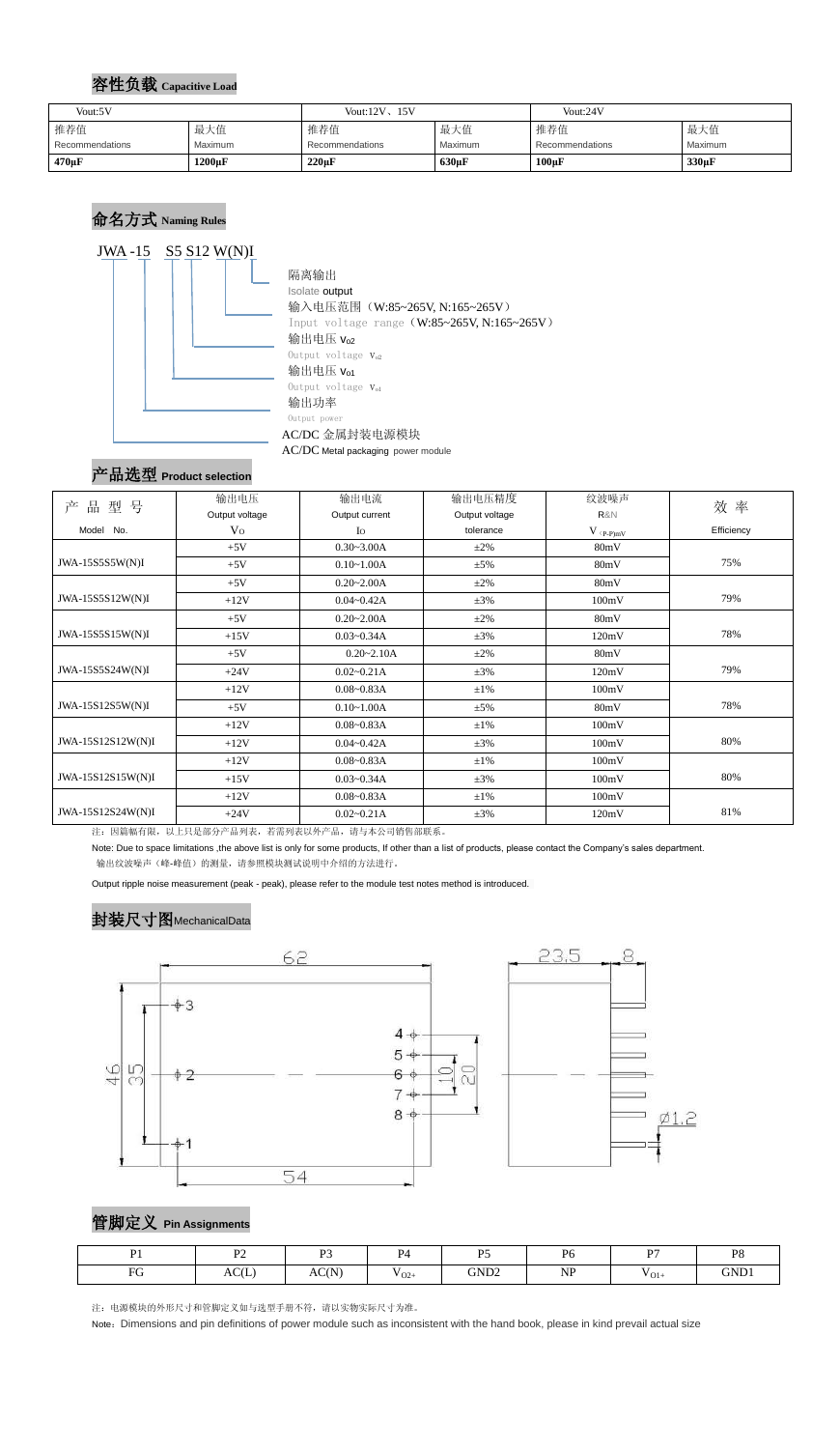## 容性负载 Capacitive Load

| Vout:5V | | Vout:12V、15V | | Vout:24V | |
|---|---|---|---|---|---|
| 推荐值 Recommendations | 最大值 Maximum | 推荐值 Recommendations | 最大值 Maximum | 推荐值 Recommendations | 最大值 Maximum |
| **470μF** | **1200μF** | **220μF** | **630μF** | **100μF** | **330μF** |

## 命名方式 Naming Rules

JWA -15 S5 S12 W(N)I

- 隔离输出 Isolate output
- 输入电压范围（W:85~265V, N:165~265V） Input voltage range（W:85~265V, N:165~265V）
- 输出电压 $V_{o2}$ Output voltage $V_{o2}$
- 输出电压 $V_{o1}$ Output voltage $V_{o1}$
- 输出功率 Output power
- AC/DC 金属封装电源模块 AC/DC Metal packaging power module

## 产品选型 Product selection

| 产品型号 Model No. | 输出电压 Output voltage Vo | 输出电流 Output current Io | 输出电压精度 Output voltage tolerance | 纹波噪声 R&N $V_{(P-P)mV}$ | 效率 Efficiency |
|---|---|---|---|---|---|
| JWA-15S5S5W(N)I | +5V | 0.30~3.00A | ±2% | 80mV | 75% |
| | +5V | 0.10~1.00A | ±5% | 80mV | |
| JWA-15S5S12W(N)I | +5V | 0.20~2.00A | ±2% | 80mV | 79% |
| | +12V | 0.04~0.42A | ±3% | 100mV | |
| JWA-15S5S15W(N)I | +5V | 0.20~2.00A | ±2% | 80mV | 78% |
| | +15V | 0.03~0.34A | ±3% | 120mV | |
| JWA-15S5S24W(N)I | +5V | 0.20~2.10A | ±2% | 80mV | 79% |
| | +24V | 0.02~0.21A | ±3% | 120mV | |
| JWA-15S12S5W(N)I | +12V | 0.08~0.83A | ±1% | 100mV | 78% |
| | +5V | 0.10~1.00A | ±5% | 80mV | |
| JWA-15S12S12W(N)I | +12V | 0.08~0.83A | ±1% | 100mV | 80% |
| | +12V | 0.04~0.42A | ±3% | 100mV | |
| JWA-15S12S15W(N)I | +12V | 0.08~0.83A | ±1% | 100mV | 80% |
| | +15V | 0.03~0.34A | ±3% | 100mV | |
| JWA-15S12S24W(N)I | +12V | 0.08~0.83A | ±1% | 100mV | 81% |
| | +24V | 0.02~0.21A | ±3% | 120mV | |

注：因篇幅有限，以上只是部分产品列表，若需列表以外产品，请与本公司销售部联系。

Note: Due to space limitations ,the above list is only for some products, If other than a list of products, please contact the Company's sales department.

输出纹波噪声（峰-峰值）的测量，请参照模块测试说明中介绍的方法进行。

Output ripple noise measurement (peak - peak), please refer to the module test notes method is introduced.

## 封装尺寸图MechanicalData

## 管脚定义 Pin Assignments

| P1 | P2 | P3 | P4 | P5 | P6 | P7 | P8 |
|---|---|---|---|---|---|---|---|
| FG | AC(L) | AC(N) | $V_{O2+}$ | GND2 | NP | $V_{O1+}$ | GND1 |

注：电源模块的外形尺寸和管脚定义如与选型手册不符，请以实物实际尺寸为准。

Note：Dimensions and pin definitions of power module such as inconsistent with the hand book, please in kind prevail actual size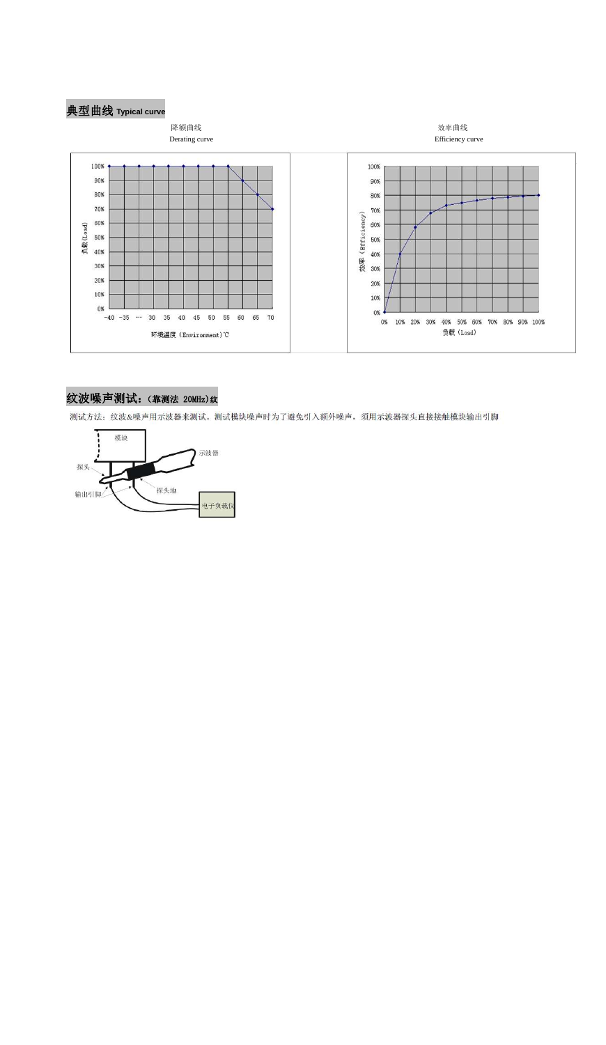## 典型曲线 Typical curve

降额曲线
Derating curve

100%
90%
80%
70%
60%
50%
40%
30%
20%
10%
0%
负载(Load)
-40 -35 … 30 35 40 45 50 55 60 65 70
环境温度（Environment)℃

效率曲线
Efficiency curve

100%
90%
80%
70%
60%
50%
40%
30%
20%
10%
0%
效率（Efficiency）
0% 10% 20% 30% 40% 50% 60% 70% 80% 90% 100%
负载（Load）

## 纹波噪声测试：（靠测法 20MHz)纹

测试方法：纹波&噪声用示波器来测试。测试模块噪声时为了避免引入额外噪声，须用示波器探头直接接触模块输出引脚

模块
示波器
探头
探头地
输出引脚
电子负载仪